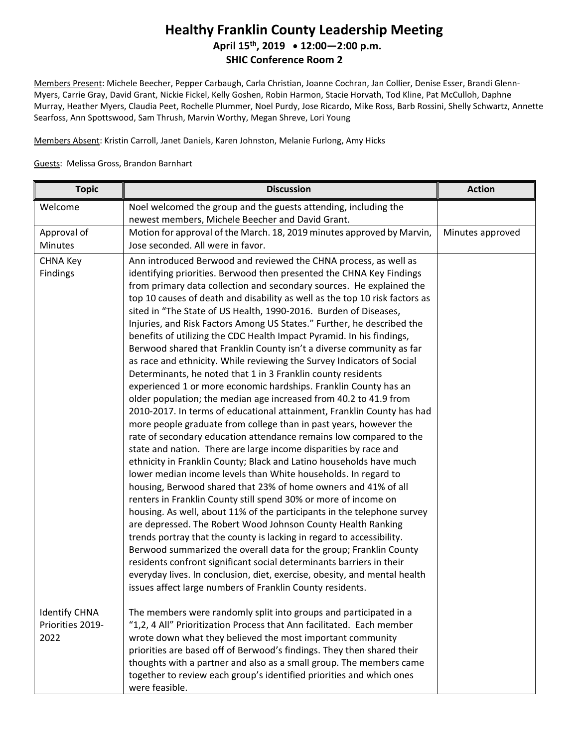# Healthy Franklin County Leadership Meeting

**April 15th, 2019 • 12:00—2:00 p.m.**

**SHIC Conference Room 2**

Members Present: Michele Beecher, Pepper Carbaugh, Carla Christian, Joanne Cochran, Jan Collier, Denise Esser, Brandi Glenn-Myers, Carrie Gray, David Grant, Nickie Fickel, Kelly Goshen, Robin Harmon, Stacie Horvath, Tod Kline, Pat McCulloh, Daphne Murray, Heather Myers, Claudia Peet, Rochelle Plummer, Noel Purdy, Jose Ricardo, Mike Ross, Barb Rossini, Shelly Schwartz, Annette Searfoss, Ann Spottswood, Sam Thrush, Marvin Worthy, Megan Shreve, Lori Young

Members Absent: Kristin Carroll, Janet Daniels, Karen Johnston, Melanie Furlong, Amy Hicks

Guests: Melissa Gross, Brandon Barnhart

| Topic | Discussion | Action |
|---|---|---|
| Welcome | Noel welcomed the group and the guests attending, including the newest members, Michele Beecher and David Grant. | |
| Approval of Minutes | Motion for approval of the March. 18, 2019 minutes approved by Marvin, Jose seconded. All were in favor. | Minutes approved |
| CHNA Key Findings | Ann introduced Berwood and reviewed the CHNA process, as well as identifying priorities. Berwood then presented the CHNA Key Findings from primary data collection and secondary sources. He explained the top 10 causes of death and disability as well as the top 10 risk factors as sited in "The State of US Health, 1990-2016. Burden of Diseases, Injuries, and Risk Factors Among US States." Further, he described the benefits of utilizing the CDC Health Impact Pyramid. In his findings, Berwood shared that Franklin County isn't a diverse community as far as race and ethnicity. While reviewing the Survey Indicators of Social Determinants, he noted that 1 in 3 Franklin county residents experienced 1 or more economic hardships. Franklin County has an older population; the median age increased from 40.2 to 41.9 from 2010-2017. In terms of educational attainment, Franklin County has had more people graduate from college than in past years, however the rate of secondary education attendance remains low compared to the state and nation. There are large income disparities by race and ethnicity in Franklin County; Black and Latino households have much lower median income levels than White households. In regard to housing, Berwood shared that 23% of home owners and 41% of all renters in Franklin County still spend 30% or more of income on housing. As well, about 11% of the participants in the telephone survey are depressed. The Robert Wood Johnson County Health Ranking trends portray that the county is lacking in regard to accessibility. Berwood summarized the overall data for the group; Franklin County residents confront significant social determinants barriers in their everyday lives. In conclusion, diet, exercise, obesity, and mental health issues affect large numbers of Franklin County residents. | |
| Identify CHNA Priorities 2019-2022 | The members were randomly split into groups and participated in a "1,2, 4 All" Prioritization Process that Ann facilitated. Each member wrote down what they believed the most important community priorities are based off of Berwood's findings. They then shared their thoughts with a partner and also as a small group. The members came together to review each group's identified priorities and which ones were feasible. | |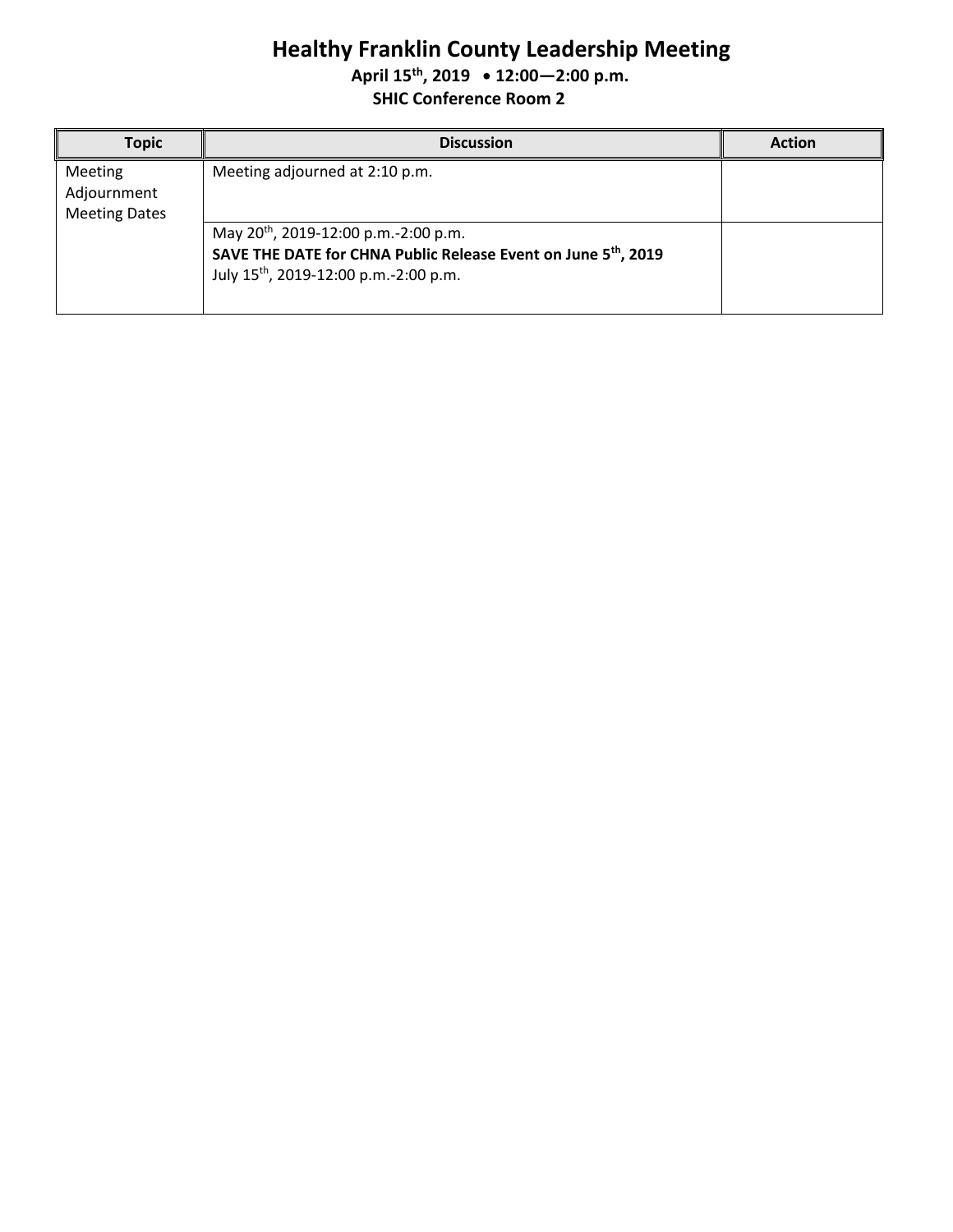# Healthy Franklin County Leadership Meeting

**April 15th, 2019 • 12:00—2:00 p.m.**

**SHIC Conference Room 2**

| Topic | Discussion | Action |
|---|---|---|
| Meeting Adjournment Meeting Dates | Meeting adjourned at 2:10 p.m. | |
| | May 20th, 2019-12:00 p.m.-2:00 p.m.<br>**SAVE THE DATE for CHNA Public Release Event on June 5th, 2019**<br>July 15th, 2019-12:00 p.m.-2:00 p.m. | |